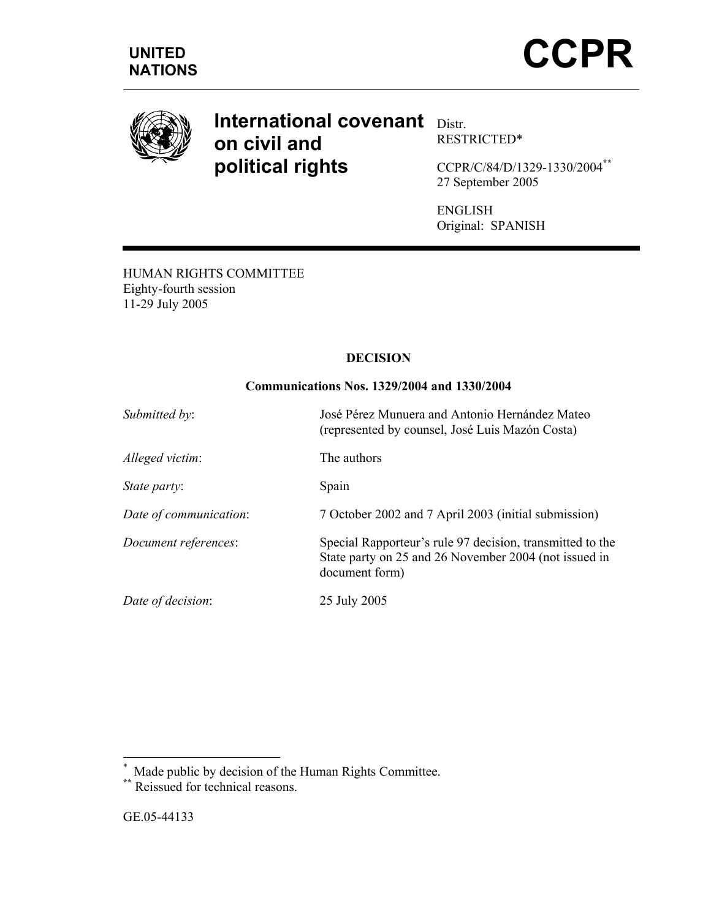**UNITED NATIONS**

# CCPR

## International covenant on civil and political rights

Distr.
RESTRICTED*

CCPR/C/84/D/1329-1330/2004**
27 September 2005

ENGLISH
Original: SPANISH

HUMAN RIGHTS COMMITTEE
Eighty-fourth session
11-29 July 2005

**DECISION**

**Communications Nos. 1329/2004 and 1330/2004**

| | |
|---|---|
| *Submitted by*: | José Pérez Munuera and Antonio Hernández Mateo (represented by counsel, José Luis Mazón Costa) |
| *Alleged victim*: | The authors |
| *State party*: | Spain |
| *Date of communication*: | 7 October 2002 and 7 April 2003 (initial submission) |
| *Document references*: | Special Rapporteur's rule 97 decision, transmitted to the State party on 25 and 26 November 2004 (not issued in document form) |
| *Date of decision*: | 25 July 2005 |

[*] Made public by decision of the Human Rights Committee.
[**] Reissued for technical reasons.

GE.05-44133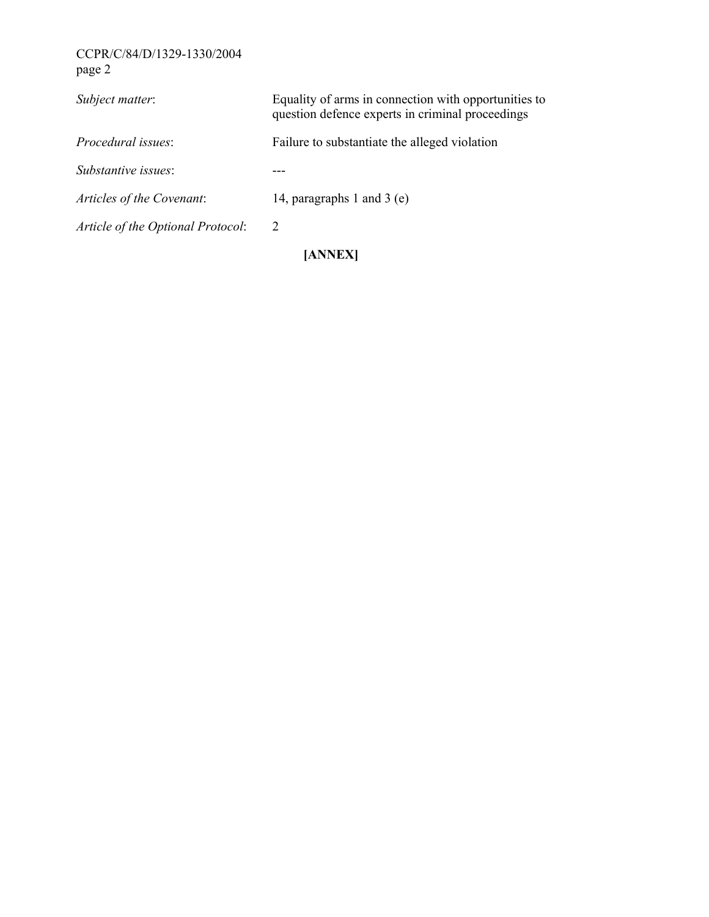| | |
|---|---|
| *Subject matter*: | Equality of arms in connection with opportunities to question defence experts in criminal proceedings |
| *Procedural issues*: | Failure to substantiate the alleged violation |
| *Substantive issues*: | --- |
| *Articles of the Covenant*: | 14, paragraphs 1 and 3 (e) |
| *Article of the Optional Protocol*: | 2 |

**[ANNEX]**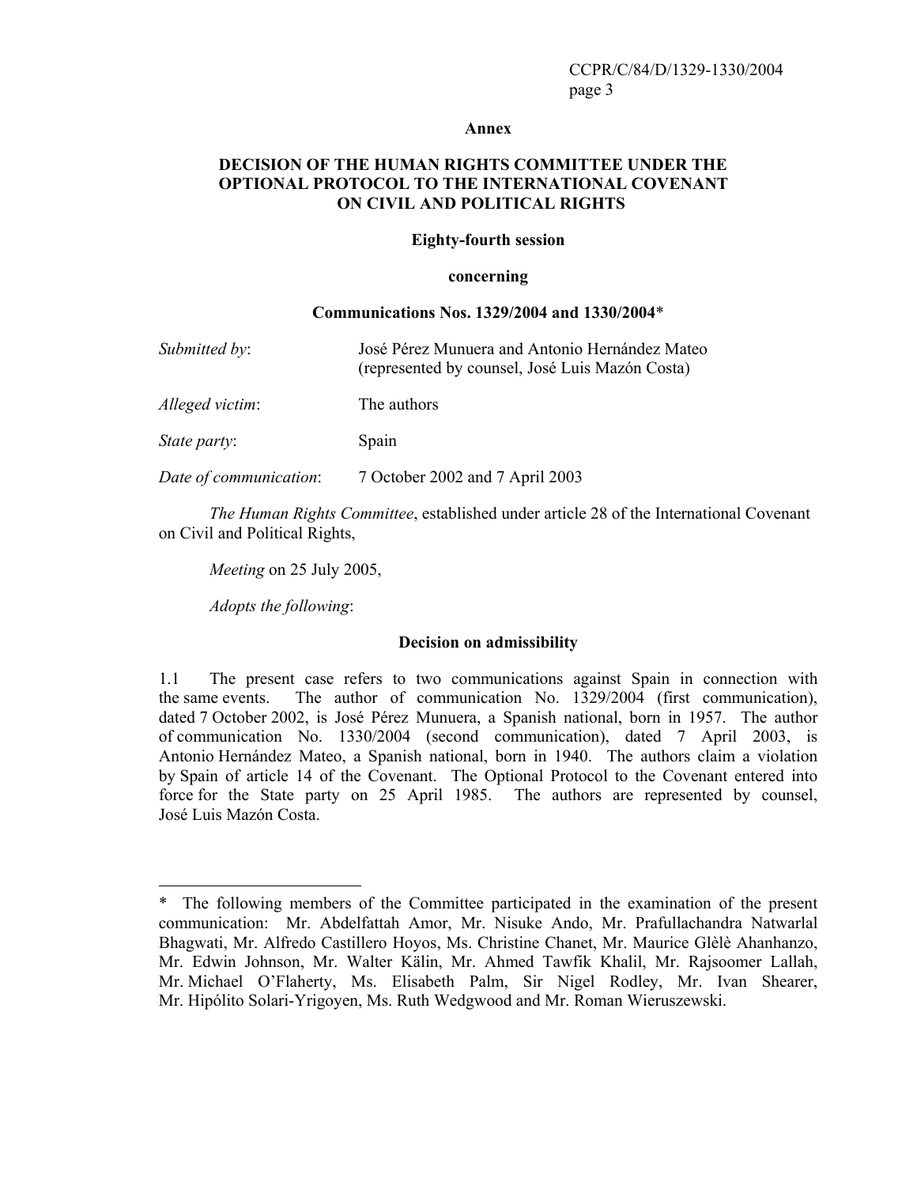**Annex**

**DECISION OF THE HUMAN RIGHTS COMMITTEE UNDER THE OPTIONAL PROTOCOL TO THE INTERNATIONAL COVENANT ON CIVIL AND POLITICAL RIGHTS**

**Eighty-fourth session**

**concerning**

**Communications Nos. 1329/2004 and 1330/2004***

*Submitted by*: José Pérez Munuera and Antonio Hernández Mateo (represented by counsel, José Luis Mazón Costa)

*Alleged victim*: The authors

*State party*: Spain

*Date of communication*: 7 October 2002 and 7 April 2003

*The Human Rights Committee*, established under article 28 of the International Covenant on Civil and Political Rights,

*Meeting* on 25 July 2005,

*Adopts the following*:

**Decision on admissibility**

1.1 The present case refers to two communications against Spain in connection with the same events. The author of communication No. 1329/2004 (first communication), dated 7 October 2002, is José Pérez Munuera, a Spanish national, born in 1957. The author of communication No. 1330/2004 (second communication), dated 7 April 2003, is Antonio Hernández Mateo, a Spanish national, born in 1940. The authors claim a violation by Spain of article 14 of the Covenant. The Optional Protocol to the Covenant entered into force for the State party on 25 April 1985. The authors are represented by counsel, José Luis Mazón Costa.

---

* The following members of the Committee participated in the examination of the present communication: Mr. Abdelfattah Amor, Mr. Nisuke Ando, Mr. Prafullachandra Natwarlal Bhagwati, Mr. Alfredo Castillero Hoyos, Ms. Christine Chanet, Mr. Maurice Glèlè Ahanhanzo, Mr. Edwin Johnson, Mr. Walter Kälin, Mr. Ahmed Tawfik Khalil, Mr. Rajsoomer Lallah, Mr. Michael O'Flaherty, Ms. Elisabeth Palm, Sir Nigel Rodley, Mr. Ivan Shearer, Mr. Hipólito Solari-Yrigoyen, Ms. Ruth Wedgwood and Mr. Roman Wieruszewski.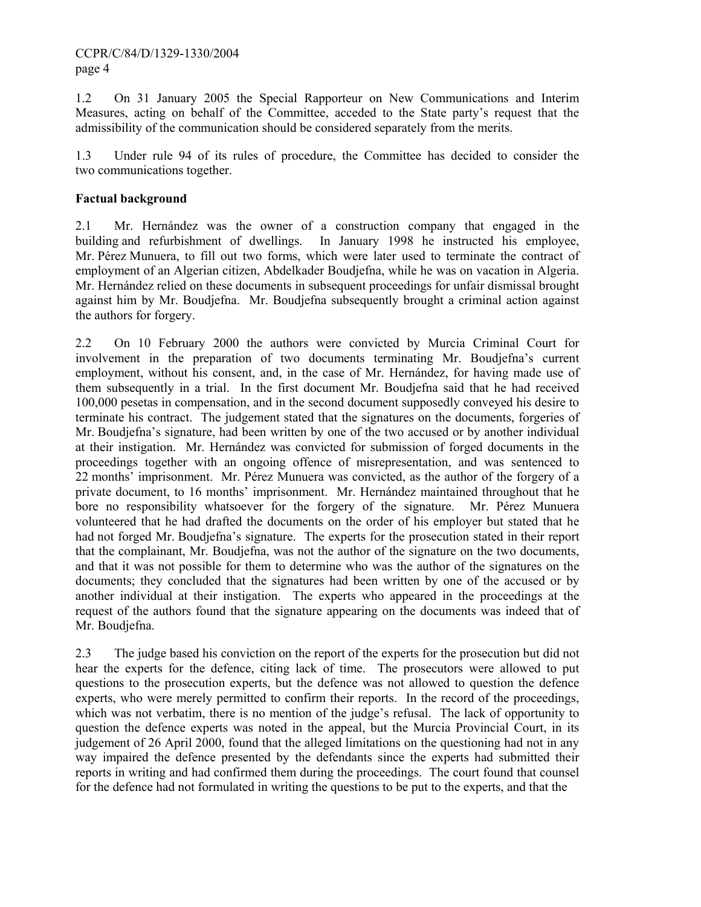1.2 On 31 January 2005 the Special Rapporteur on New Communications and Interim Measures, acting on behalf of the Committee, acceded to the State party's request that the admissibility of the communication should be considered separately from the merits.

1.3 Under rule 94 of its rules of procedure, the Committee has decided to consider the two communications together.

**Factual background**

2.1 Mr. Hernández was the owner of a construction company that engaged in the building and refurbishment of dwellings. In January 1998 he instructed his employee, Mr. Pérez Munuera, to fill out two forms, which were later used to terminate the contract of employment of an Algerian citizen, Abdelkader Boudjefna, while he was on vacation in Algeria. Mr. Hernández relied on these documents in subsequent proceedings for unfair dismissal brought against him by Mr. Boudjefna. Mr. Boudjefna subsequently brought a criminal action against the authors for forgery.

2.2 On 10 February 2000 the authors were convicted by Murcia Criminal Court for involvement in the preparation of two documents terminating Mr. Boudjefna's current employment, without his consent, and, in the case of Mr. Hernández, for having made use of them subsequently in a trial. In the first document Mr. Boudjefna said that he had received 100,000 pesetas in compensation, and in the second document supposedly conveyed his desire to terminate his contract. The judgement stated that the signatures on the documents, forgeries of Mr. Boudjefna's signature, had been written by one of the two accused or by another individual at their instigation. Mr. Hernández was convicted for submission of forged documents in the proceedings together with an ongoing offence of misrepresentation, and was sentenced to 22 months' imprisonment. Mr. Pérez Munuera was convicted, as the author of the forgery of a private document, to 16 months' imprisonment. Mr. Hernández maintained throughout that he bore no responsibility whatsoever for the forgery of the signature. Mr. Pérez Munuera volunteered that he had drafted the documents on the order of his employer but stated that he had not forged Mr. Boudjefna's signature. The experts for the prosecution stated in their report that the complainant, Mr. Boudjefna, was not the author of the signature on the two documents, and that it was not possible for them to determine who was the author of the signatures on the documents; they concluded that the signatures had been written by one of the accused or by another individual at their instigation. The experts who appeared in the proceedings at the request of the authors found that the signature appearing on the documents was indeed that of Mr. Boudjefna.

2.3 The judge based his conviction on the report of the experts for the prosecution but did not hear the experts for the defence, citing lack of time. The prosecutors were allowed to put questions to the prosecution experts, but the defence was not allowed to question the defence experts, who were merely permitted to confirm their reports. In the record of the proceedings, which was not verbatim, there is no mention of the judge's refusal. The lack of opportunity to question the defence experts was noted in the appeal, but the Murcia Provincial Court, in its judgement of 26 April 2000, found that the alleged limitations on the questioning had not in any way impaired the defence presented by the defendants since the experts had submitted their reports in writing and had confirmed them during the proceedings. The court found that counsel for the defence had not formulated in writing the questions to be put to the experts, and that the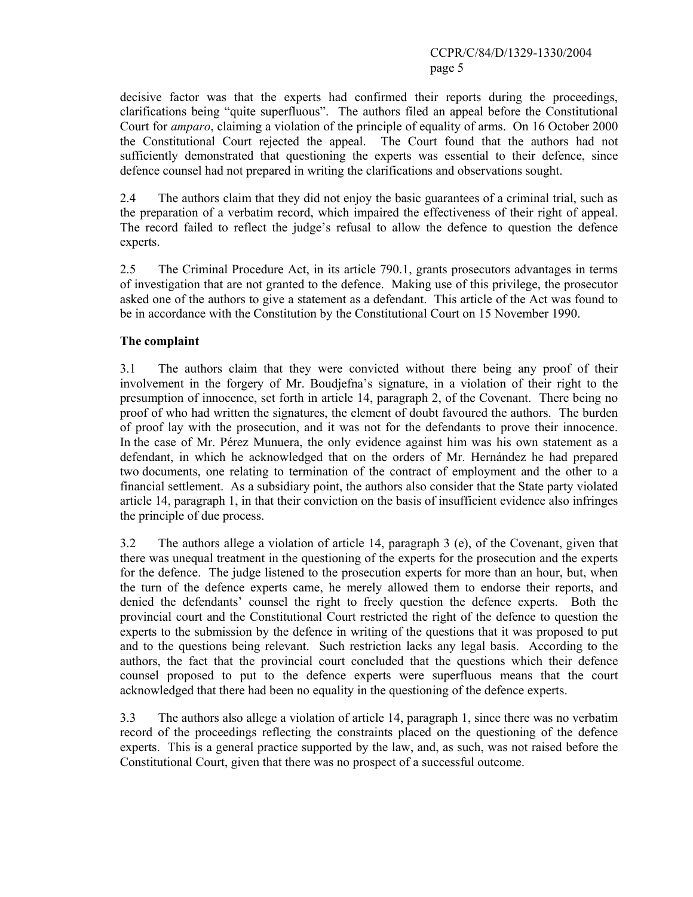decisive factor was that the experts had confirmed their reports during the proceedings, clarifications being "quite superfluous". The authors filed an appeal before the Constitutional Court for *amparo*, claiming a violation of the principle of equality of arms. On 16 October 2000 the Constitutional Court rejected the appeal. The Court found that the authors had not sufficiently demonstrated that questioning the experts was essential to their defence, since defence counsel had not prepared in writing the clarifications and observations sought.

2.4 The authors claim that they did not enjoy the basic guarantees of a criminal trial, such as the preparation of a verbatim record, which impaired the effectiveness of their right of appeal. The record failed to reflect the judge's refusal to allow the defence to question the defence experts.

2.5 The Criminal Procedure Act, in its article 790.1, grants prosecutors advantages in terms of investigation that are not granted to the defence. Making use of this privilege, the prosecutor asked one of the authors to give a statement as a defendant. This article of the Act was found to be in accordance with the Constitution by the Constitutional Court on 15 November 1990.

**The complaint**

3.1 The authors claim that they were convicted without there being any proof of their involvement in the forgery of Mr. Boudjefna's signature, in a violation of their right to the presumption of innocence, set forth in article 14, paragraph 2, of the Covenant. There being no proof of who had written the signatures, the element of doubt favoured the authors. The burden of proof lay with the prosecution, and it was not for the defendants to prove their innocence. In the case of Mr. Pérez Munuera, the only evidence against him was his own statement as a defendant, in which he acknowledged that on the orders of Mr. Hernández he had prepared two documents, one relating to termination of the contract of employment and the other to a financial settlement. As a subsidiary point, the authors also consider that the State party violated article 14, paragraph 1, in that their conviction on the basis of insufficient evidence also infringes the principle of due process.

3.2 The authors allege a violation of article 14, paragraph 3 (e), of the Covenant, given that there was unequal treatment in the questioning of the experts for the prosecution and the experts for the defence. The judge listened to the prosecution experts for more than an hour, but, when the turn of the defence experts came, he merely allowed them to endorse their reports, and denied the defendants' counsel the right to freely question the defence experts. Both the provincial court and the Constitutional Court restricted the right of the defence to question the experts to the submission by the defence in writing of the questions that it was proposed to put and to the questions being relevant. Such restriction lacks any legal basis. According to the authors, the fact that the provincial court concluded that the questions which their defence counsel proposed to put to the defence experts were superfluous means that the court acknowledged that there had been no equality in the questioning of the defence experts.

3.3 The authors also allege a violation of article 14, paragraph 1, since there was no verbatim record of the proceedings reflecting the constraints placed on the questioning of the defence experts. This is a general practice supported by the law, and, as such, was not raised before the Constitutional Court, given that there was no prospect of a successful outcome.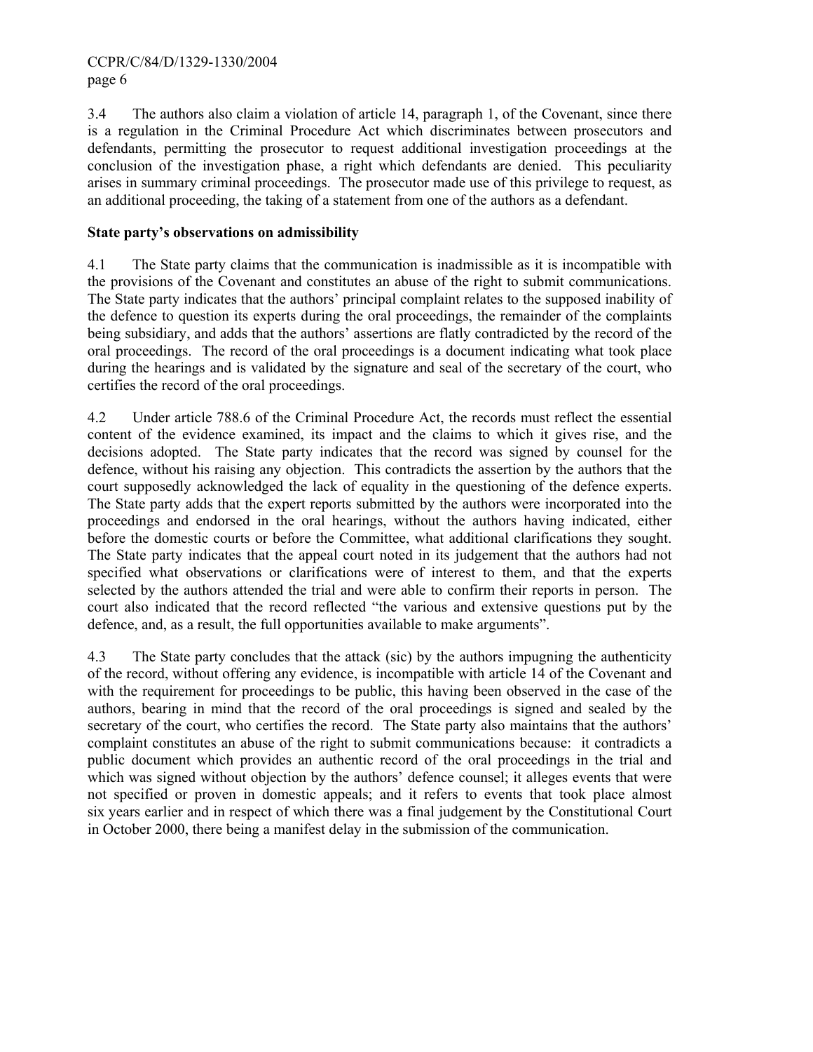3.4 The authors also claim a violation of article 14, paragraph 1, of the Covenant, since there is a regulation in the Criminal Procedure Act which discriminates between prosecutors and defendants, permitting the prosecutor to request additional investigation proceedings at the conclusion of the investigation phase, a right which defendants are denied. This peculiarity arises in summary criminal proceedings. The prosecutor made use of this privilege to request, as an additional proceeding, the taking of a statement from one of the authors as a defendant.

**State party's observations on admissibility**

4.1 The State party claims that the communication is inadmissible as it is incompatible with the provisions of the Covenant and constitutes an abuse of the right to submit communications. The State party indicates that the authors' principal complaint relates to the supposed inability of the defence to question its experts during the oral proceedings, the remainder of the complaints being subsidiary, and adds that the authors' assertions are flatly contradicted by the record of the oral proceedings. The record of the oral proceedings is a document indicating what took place during the hearings and is validated by the signature and seal of the secretary of the court, who certifies the record of the oral proceedings.

4.2 Under article 788.6 of the Criminal Procedure Act, the records must reflect the essential content of the evidence examined, its impact and the claims to which it gives rise, and the decisions adopted. The State party indicates that the record was signed by counsel for the defence, without his raising any objection. This contradicts the assertion by the authors that the court supposedly acknowledged the lack of equality in the questioning of the defence experts. The State party adds that the expert reports submitted by the authors were incorporated into the proceedings and endorsed in the oral hearings, without the authors having indicated, either before the domestic courts or before the Committee, what additional clarifications they sought. The State party indicates that the appeal court noted in its judgement that the authors had not specified what observations or clarifications were of interest to them, and that the experts selected by the authors attended the trial and were able to confirm their reports in person. The court also indicated that the record reflected "the various and extensive questions put by the defence, and, as a result, the full opportunities available to make arguments".

4.3 The State party concludes that the attack (sic) by the authors impugning the authenticity of the record, without offering any evidence, is incompatible with article 14 of the Covenant and with the requirement for proceedings to be public, this having been observed in the case of the authors, bearing in mind that the record of the oral proceedings is signed and sealed by the secretary of the court, who certifies the record. The State party also maintains that the authors' complaint constitutes an abuse of the right to submit communications because: it contradicts a public document which provides an authentic record of the oral proceedings in the trial and which was signed without objection by the authors' defence counsel; it alleges events that were not specified or proven in domestic appeals; and it refers to events that took place almost six years earlier and in respect of which there was a final judgement by the Constitutional Court in October 2000, there being a manifest delay in the submission of the communication.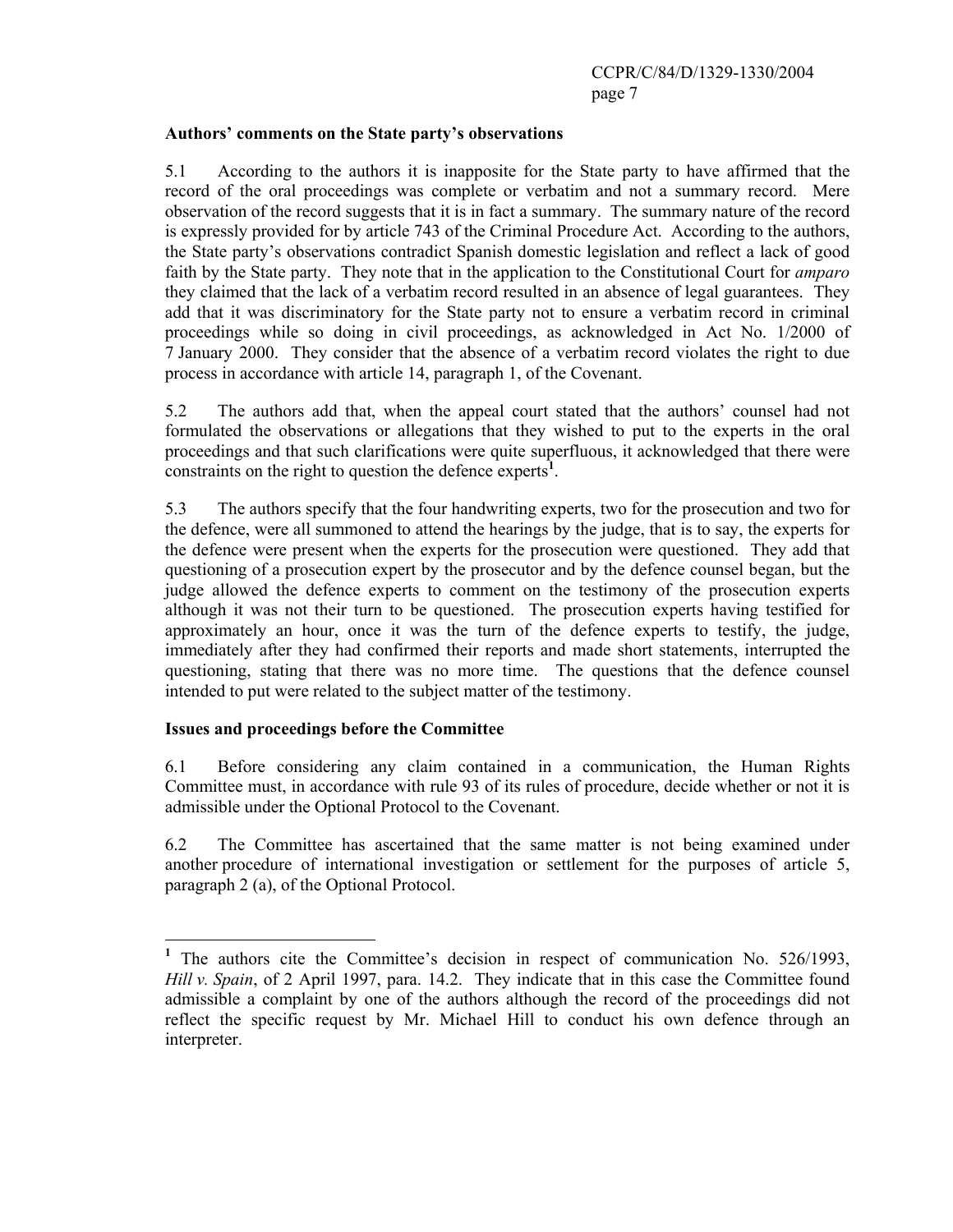**Authors' comments on the State party's observations**

5.1 According to the authors it is inapposite for the State party to have affirmed that the record of the oral proceedings was complete or verbatim and not a summary record. Mere observation of the record suggests that it is in fact a summary. The summary nature of the record is expressly provided for by article 743 of the Criminal Procedure Act. According to the authors, the State party's observations contradict Spanish domestic legislation and reflect a lack of good faith by the State party. They note that in the application to the Constitutional Court for *amparo* they claimed that the lack of a verbatim record resulted in an absence of legal guarantees. They add that it was discriminatory for the State party not to ensure a verbatim record in criminal proceedings while so doing in civil proceedings, as acknowledged in Act No. 1/2000 of 7 January 2000. They consider that the absence of a verbatim record violates the right to due process in accordance with article 14, paragraph 1, of the Covenant.

5.2 The authors add that, when the appeal court stated that the authors' counsel had not formulated the observations or allegations that they wished to put to the experts in the oral proceedings and that such clarifications were quite superfluous, it acknowledged that there were constraints on the right to question the defence experts[1].

5.3 The authors specify that the four handwriting experts, two for the prosecution and two for the defence, were all summoned to attend the hearings by the judge, that is to say, the experts for the defence were present when the experts for the prosecution were questioned. They add that questioning of a prosecution expert by the prosecutor and by the defence counsel began, but the judge allowed the defence experts to comment on the testimony of the prosecution experts although it was not their turn to be questioned. The prosecution experts having testified for approximately an hour, once it was the turn of the defence experts to testify, the judge, immediately after they had confirmed their reports and made short statements, interrupted the questioning, stating that there was no more time. The questions that the defence counsel intended to put were related to the subject matter of the testimony.

**Issues and proceedings before the Committee**

6.1 Before considering any claim contained in a communication, the Human Rights Committee must, in accordance with rule 93 of its rules of procedure, decide whether or not it is admissible under the Optional Protocol to the Covenant.

6.2 The Committee has ascertained that the same matter is not being examined under another procedure of international investigation or settlement for the purposes of article 5, paragraph 2 (a), of the Optional Protocol.

---

[1] The authors cite the Committee's decision in respect of communication No. 526/1993, *Hill v. Spain*, of 2 April 1997, para. 14.2. They indicate that in this case the Committee found admissible a complaint by one of the authors although the record of the proceedings did not reflect the specific request by Mr. Michael Hill to conduct his own defence through an interpreter.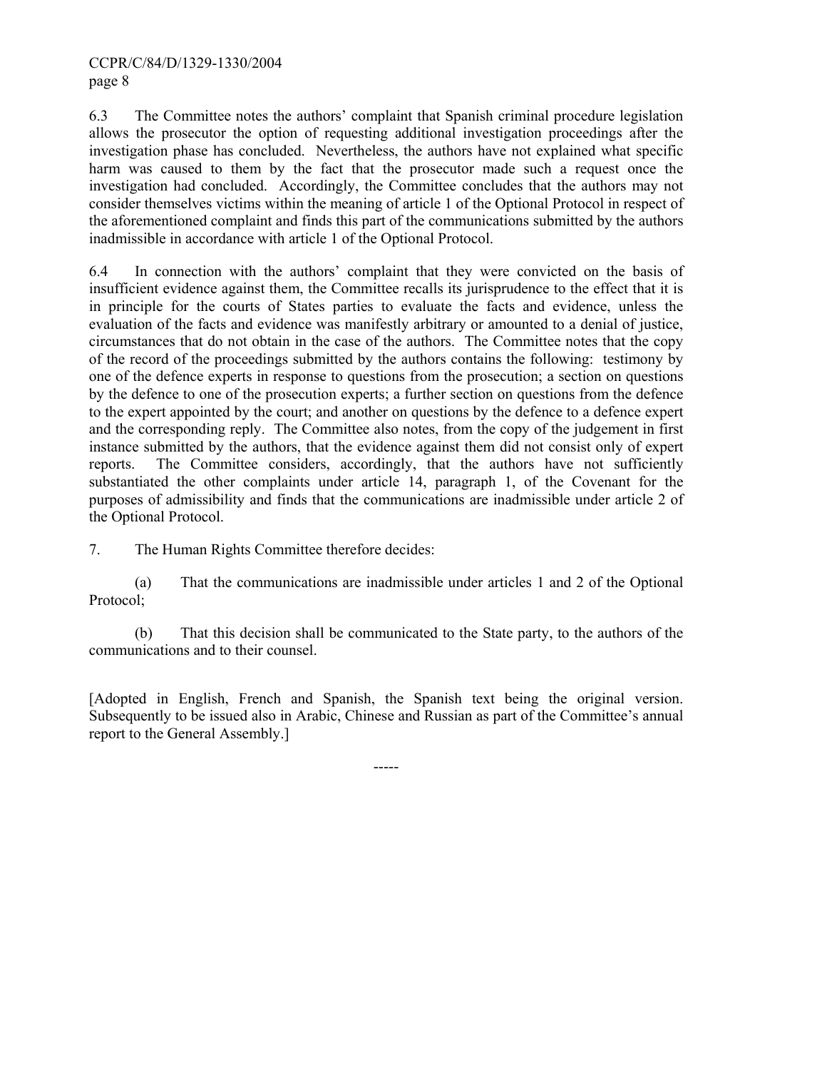6.3 The Committee notes the authors' complaint that Spanish criminal procedure legislation allows the prosecutor the option of requesting additional investigation proceedings after the investigation phase has concluded. Nevertheless, the authors have not explained what specific harm was caused to them by the fact that the prosecutor made such a request once the investigation had concluded. Accordingly, the Committee concludes that the authors may not consider themselves victims within the meaning of article 1 of the Optional Protocol in respect of the aforementioned complaint and finds this part of the communications submitted by the authors inadmissible in accordance with article 1 of the Optional Protocol.

6.4 In connection with the authors' complaint that they were convicted on the basis of insufficient evidence against them, the Committee recalls its jurisprudence to the effect that it is in principle for the courts of States parties to evaluate the facts and evidence, unless the evaluation of the facts and evidence was manifestly arbitrary or amounted to a denial of justice, circumstances that do not obtain in the case of the authors. The Committee notes that the copy of the record of the proceedings submitted by the authors contains the following: testimony by one of the defence experts in response to questions from the prosecution; a section on questions by the defence to one of the prosecution experts; a further section on questions from the defence to the expert appointed by the court; and another on questions by the defence to a defence expert and the corresponding reply. The Committee also notes, from the copy of the judgement in first instance submitted by the authors, that the evidence against them did not consist only of expert reports. The Committee considers, accordingly, that the authors have not sufficiently substantiated the other complaints under article 14, paragraph 1, of the Covenant for the purposes of admissibility and finds that the communications are inadmissible under article 2 of the Optional Protocol.

7. The Human Rights Committee therefore decides:

(a) That the communications are inadmissible under articles 1 and 2 of the Optional Protocol;

(b) That this decision shall be communicated to the State party, to the authors of the communications and to their counsel.

[Adopted in English, French and Spanish, the Spanish text being the original version. Subsequently to be issued also in Arabic, Chinese and Russian as part of the Committee's annual report to the General Assembly.]

-----